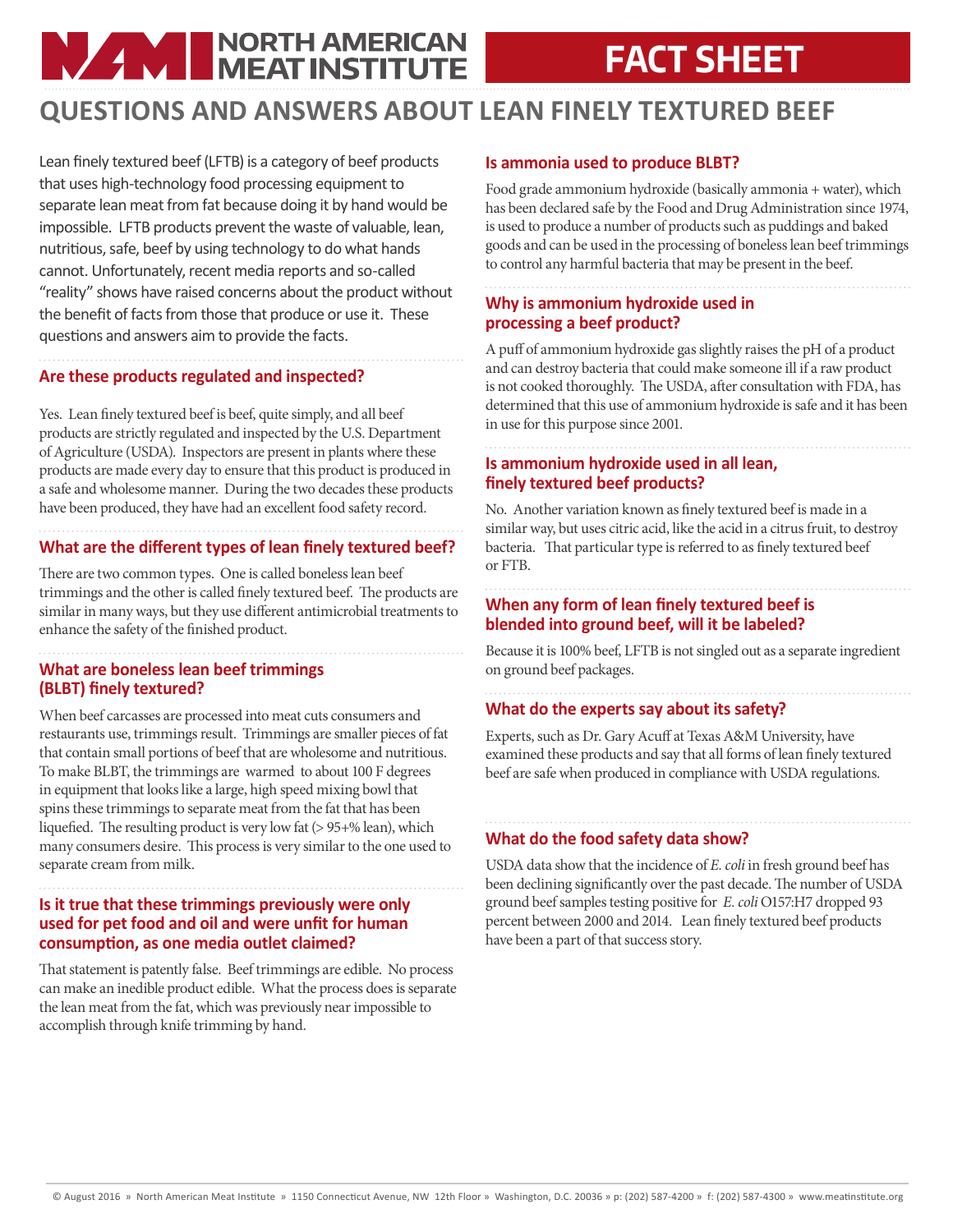# NORTH AMERICAN MEAT INSTITUTE

# FACT SHEET

## QUESTIONS AND ANSWERS ABOUT LEAN FINELY TEXTURED BEEF

Lean finely textured beef (LFTB) is a category of beef products that uses high-technology food processing equipment to separate lean meat from fat because doing it by hand would be impossible. LFTB products prevent the waste of valuable, lean, nutritious, safe, beef by using technology to do what hands cannot. Unfortunately, recent media reports and so-called "reality" shows have raised concerns about the product without the benefit of facts from those that produce or use it. These questions and answers aim to provide the facts.

### Are these products regulated and inspected?

Yes. Lean finely textured beef is beef, quite simply, and all beef products are strictly regulated and inspected by the U.S. Department of Agriculture (USDA). Inspectors are present in plants where these products are made every day to ensure that this product is produced in a safe and wholesome manner. During the two decades these products have been produced, they have had an excellent food safety record.

### What are the different types of lean finely textured beef?

There are two common types. One is called boneless lean beef trimmings and the other is called finely textured beef. The products are similar in many ways, but they use different antimicrobial treatments to enhance the safety of the finished product.

### What are boneless lean beef trimmings (BLBT) finely textured?

When beef carcasses are processed into meat cuts consumers and restaurants use, trimmings result. Trimmings are smaller pieces of fat that contain small portions of beef that are wholesome and nutritious. To make BLBT, the trimmings are warmed to about 100 F degrees in equipment that looks like a large, high speed mixing bowl that spins these trimmings to separate meat from the fat that has been liquefied. The resulting product is very low fat (> 95+% lean), which many consumers desire. This process is very similar to the one used to separate cream from milk.

### Is it true that these trimmings previously were only used for pet food and oil and were unfit for human consumption, as one media outlet claimed?

That statement is patently false. Beef trimmings are edible. No process can make an inedible product edible. What the process does is separate the lean meat from the fat, which was previously near impossible to accomplish through knife trimming by hand.

### Is ammonia used to produce BLBT?

Food grade ammonium hydroxide (basically ammonia + water), which has been declared safe by the Food and Drug Administration since 1974, is used to produce a number of products such as puddings and baked goods and can be used in the processing of boneless lean beef trimmings to control any harmful bacteria that may be present in the beef.

### Why is ammonium hydroxide used in processing a beef product?

A puff of ammonium hydroxide gas slightly raises the pH of a product and can destroy bacteria that could make someone ill if a raw product is not cooked thoroughly. The USDA, after consultation with FDA, has determined that this use of ammonium hydroxide is safe and it has been in use for this purpose since 2001.

### Is ammonium hydroxide used in all lean, finely textured beef products?

No. Another variation known as finely textured beef is made in a similar way, but uses citric acid, like the acid in a citrus fruit, to destroy bacteria. That particular type is referred to as finely textured beef or FTB.

### When any form of lean finely textured beef is blended into ground beef, will it be labeled?

Because it is 100% beef, LFTB is not singled out as a separate ingredient on ground beef packages.

### What do the experts say about its safety?

Experts, such as Dr. Gary Acuff at Texas A&M University, have examined these products and say that all forms of lean finely textured beef are safe when produced in compliance with USDA regulations.

### What do the food safety data show?

USDA data show that the incidence of *E. coli* in fresh ground beef has been declining significantly over the past decade. The number of USDA ground beef samples testing positive for *E. coli* O157:H7 dropped 93 percent between 2000 and 2014. Lean finely textured beef products have been a part of that success story.

© August 2016 » North American Meat Institute » 1150 Connecticut Avenue, NW 12th Floor » Washington, D.C. 20036 » p: (202) 587-4200 » f: (202) 587-4300 » www.meatinstitute.org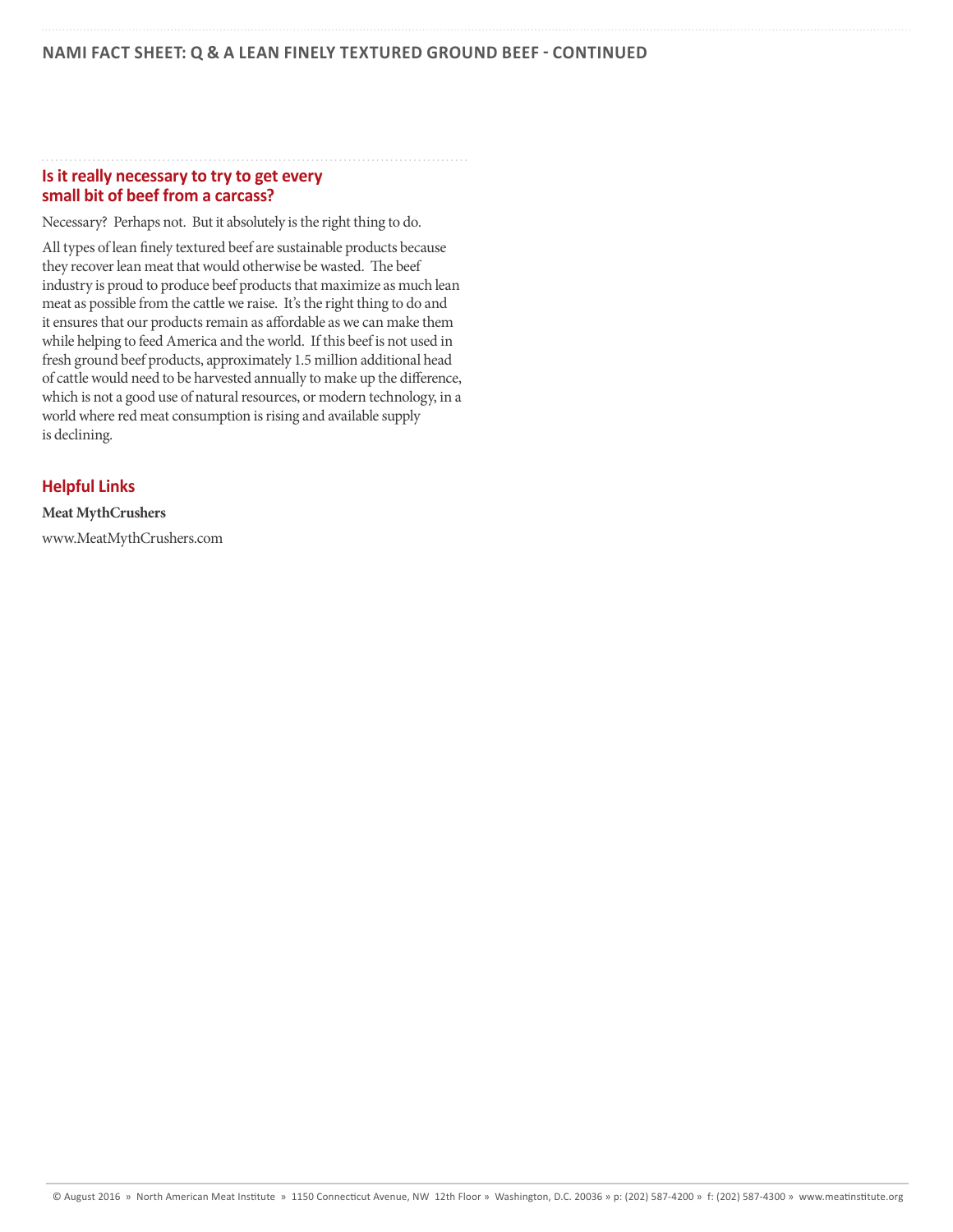## Is it really necessary to try to get every small bit of beef from a carcass?

Necessary? Perhaps not. But it absolutely is the right thing to do.

All types of lean finely textured beef are sustainable products because they recover lean meat that would otherwise be wasted. The beef industry is proud to produce beef products that maximize as much lean meat as possible from the cattle we raise. It's the right thing to do and it ensures that our products remain as affordable as we can make them while helping to feed America and the world. If this beef is not used in fresh ground beef products, approximately 1.5 million additional head of cattle would need to be harvested annually to make up the difference, which is not a good use of natural resources, or modern technology, in a world where red meat consumption is rising and available supply is declining.

## Helpful Links

**Meat MythCrushers**

www.MeatMythCrushers.com